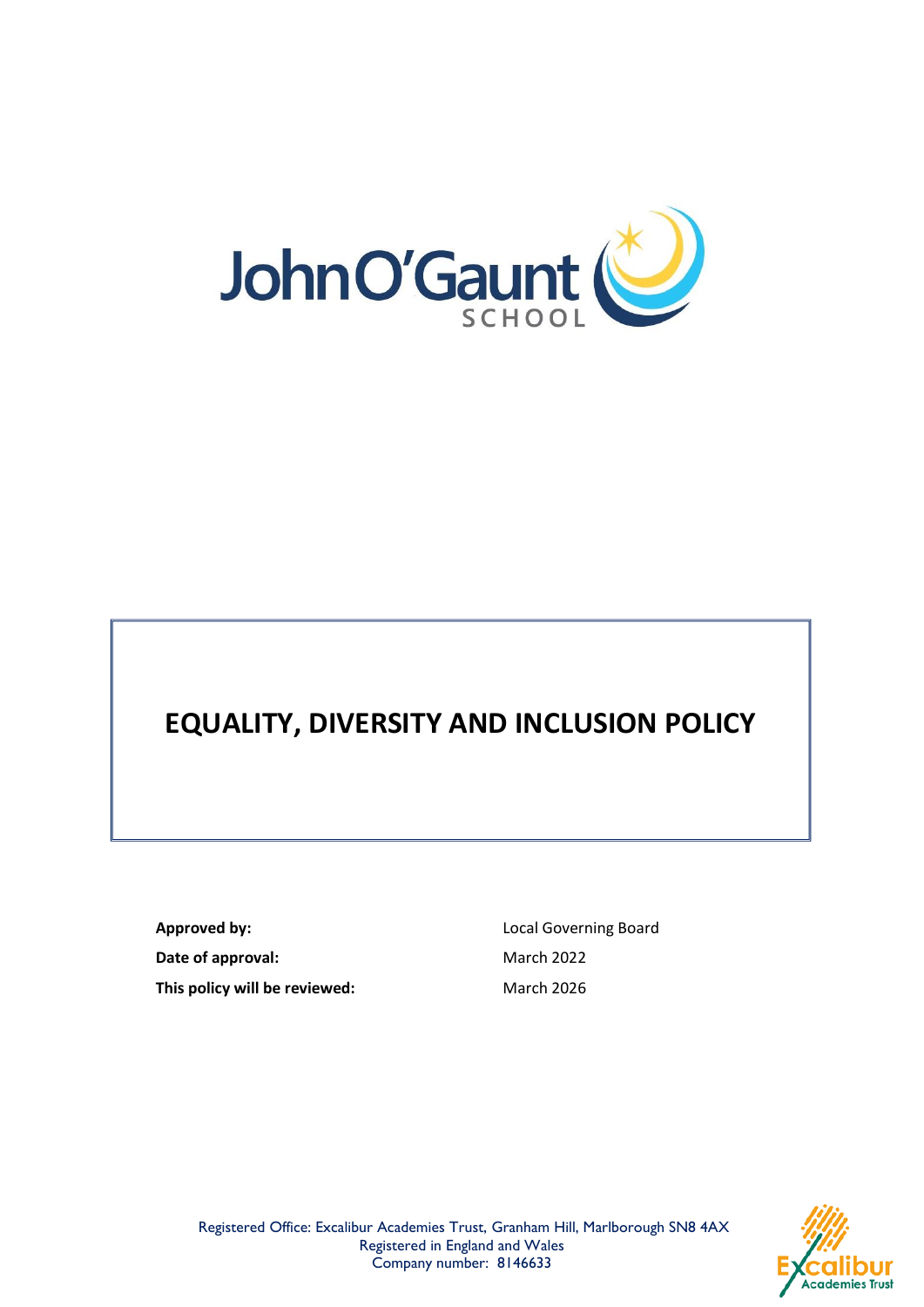John O'Gaunt SCHOOL

# EQUALITY, DIVERSITY AND INCLUSION POLICY

| | |
|---|---|
| **Approved by:** | Local Governing Board |
| **Date of approval:** | March 2022 |
| **This policy will be reviewed:** | March 2026 |

Registered Office: Excalibur Academies Trust, Granham Hill, Marlborough SN8 4AX
Registered in England and Wales
Company number: 8146633

Excalibur Academies Trust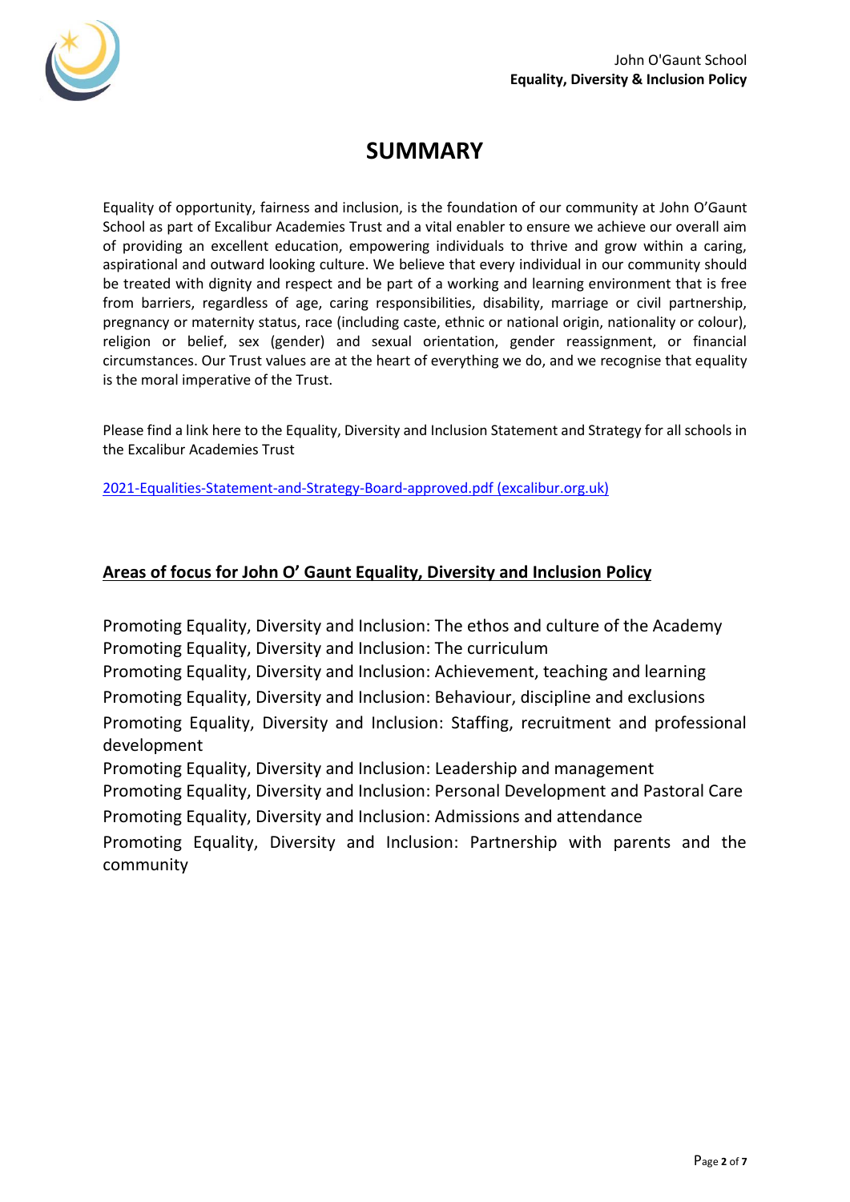# SUMMARY

Equality of opportunity, fairness and inclusion, is the foundation of our community at John O'Gaunt School as part of Excalibur Academies Trust and a vital enabler to ensure we achieve our overall aim of providing an excellent education, empowering individuals to thrive and grow within a caring, aspirational and outward looking culture. We believe that every individual in our community should be treated with dignity and respect and be part of a working and learning environment that is free from barriers, regardless of age, caring responsibilities, disability, marriage or civil partnership, pregnancy or maternity status, race (including caste, ethnic or national origin, nationality or colour), religion or belief, sex (gender) and sexual orientation, gender reassignment, or financial circumstances. Our Trust values are at the heart of everything we do, and we recognise that equality is the moral imperative of the Trust.

Please find a link here to the Equality, Diversity and Inclusion Statement and Strategy for all schools in the Excalibur Academies Trust

2021-Equalities-Statement-and-Strategy-Board-approved.pdf (excalibur.org.uk)

## Areas of focus for John O' Gaunt Equality, Diversity and Inclusion Policy

Promoting Equality, Diversity and Inclusion: The ethos and culture of the Academy
Promoting Equality, Diversity and Inclusion: The curriculum
Promoting Equality, Diversity and Inclusion: Achievement, teaching and learning
Promoting Equality, Diversity and Inclusion: Behaviour, discipline and exclusions
Promoting Equality, Diversity and Inclusion: Staffing, recruitment and professional development
Promoting Equality, Diversity and Inclusion: Leadership and management
Promoting Equality, Diversity and Inclusion: Personal Development and Pastoral Care
Promoting Equality, Diversity and Inclusion: Admissions and attendance
Promoting Equality, Diversity and Inclusion: Partnership with parents and the community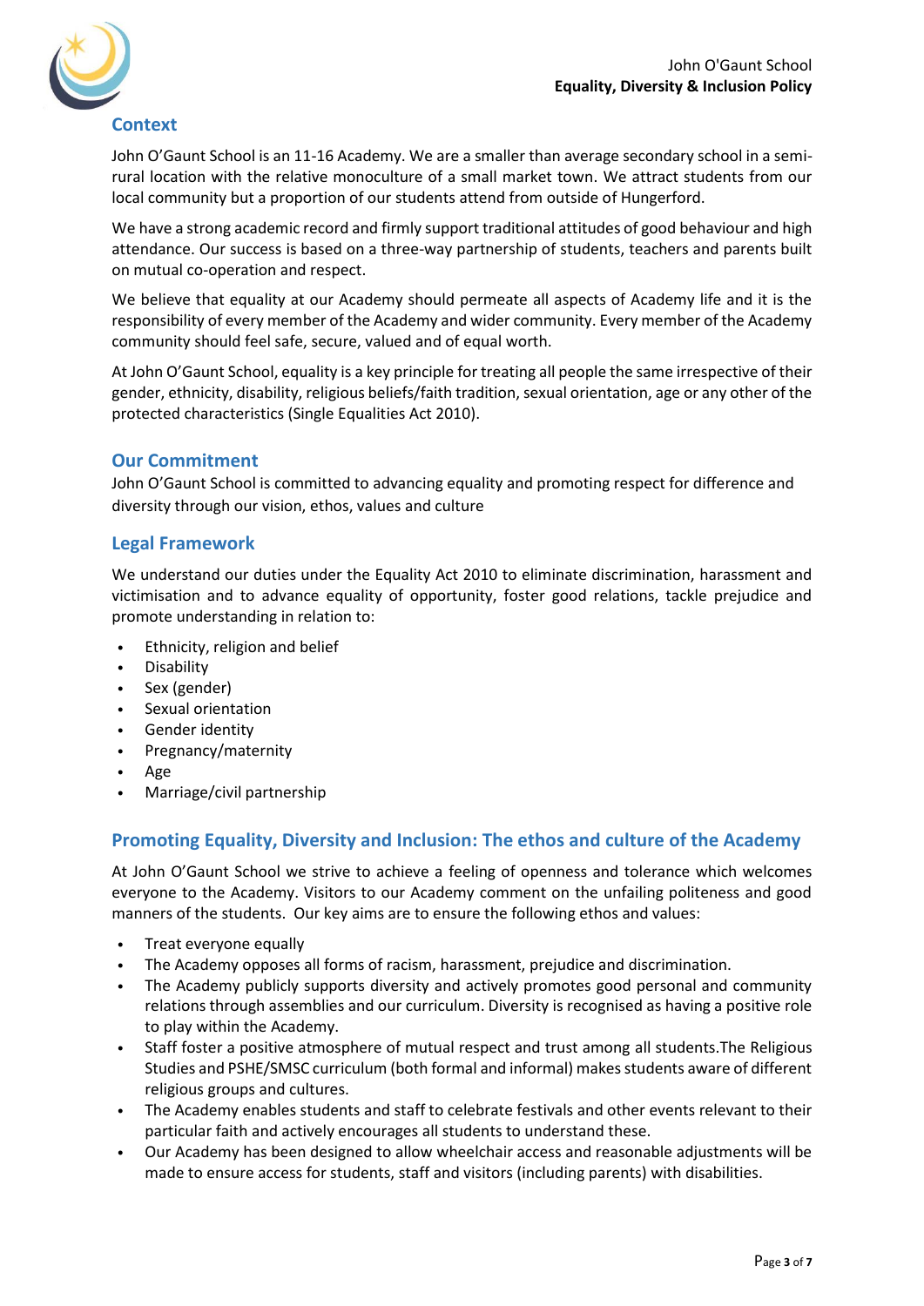## Context

John O'Gaunt School is an 11-16 Academy. We are a smaller than average secondary school in a semi-rural location with the relative monoculture of a small market town. We attract students from our local community but a proportion of our students attend from outside of Hungerford.

We have a strong academic record and firmly support traditional attitudes of good behaviour and high attendance. Our success is based on a three-way partnership of students, teachers and parents built on mutual co-operation and respect.

We believe that equality at our Academy should permeate all aspects of Academy life and it is the responsibility of every member of the Academy and wider community. Every member of the Academy community should feel safe, secure, valued and of equal worth.

At John O'Gaunt School, equality is a key principle for treating all people the same irrespective of their gender, ethnicity, disability, religious beliefs/faith tradition, sexual orientation, age or any other of the protected characteristics (Single Equalities Act 2010).

## Our Commitment

John O'Gaunt School is committed to advancing equality and promoting respect for difference and diversity through our vision, ethos, values and culture

## Legal Framework

We understand our duties under the Equality Act 2010 to eliminate discrimination, harassment and victimisation and to advance equality of opportunity, foster good relations, tackle prejudice and promote understanding in relation to:

- Ethnicity, religion and belief
- Disability
- Sex (gender)
- Sexual orientation
- Gender identity
- Pregnancy/maternity
- Age
- Marriage/civil partnership

## Promoting Equality, Diversity and Inclusion: The ethos and culture of the Academy

At John O'Gaunt School we strive to achieve a feeling of openness and tolerance which welcomes everyone to the Academy. Visitors to our Academy comment on the unfailing politeness and good manners of the students. Our key aims are to ensure the following ethos and values:

- Treat everyone equally
- The Academy opposes all forms of racism, harassment, prejudice and discrimination.
- The Academy publicly supports diversity and actively promotes good personal and community relations through assemblies and our curriculum. Diversity is recognised as having a positive role to play within the Academy.
- Staff foster a positive atmosphere of mutual respect and trust among all students.The Religious Studies and PSHE/SMSC curriculum (both formal and informal) makes students aware of different religious groups and cultures.
- The Academy enables students and staff to celebrate festivals and other events relevant to their particular faith and actively encourages all students to understand these.
- Our Academy has been designed to allow wheelchair access and reasonable adjustments will be made to ensure access for students, staff and visitors (including parents) with disabilities.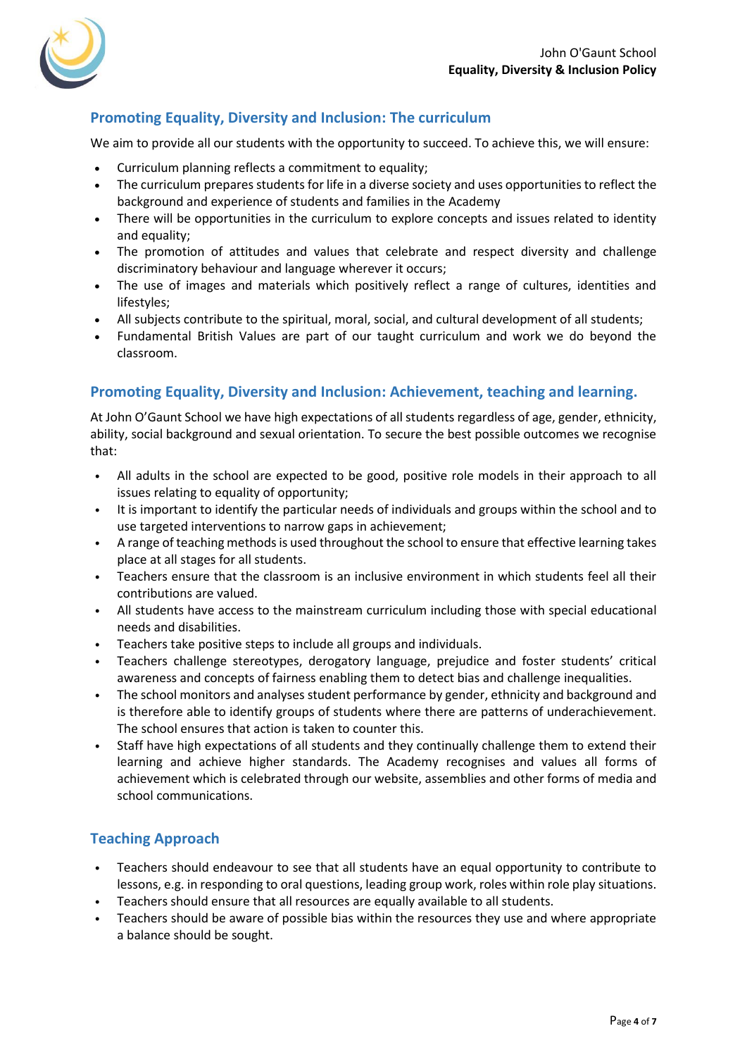## Promoting Equality, Diversity and Inclusion: The curriculum

We aim to provide all our students with the opportunity to succeed. To achieve this, we will ensure:

- Curriculum planning reflects a commitment to equality;
- The curriculum prepares students for life in a diverse society and uses opportunities to reflect the background and experience of students and families in the Academy
- There will be opportunities in the curriculum to explore concepts and issues related to identity and equality;
- The promotion of attitudes and values that celebrate and respect diversity and challenge discriminatory behaviour and language wherever it occurs;
- The use of images and materials which positively reflect a range of cultures, identities and lifestyles;
- All subjects contribute to the spiritual, moral, social, and cultural development of all students;
- Fundamental British Values are part of our taught curriculum and work we do beyond the classroom.

## Promoting Equality, Diversity and Inclusion: Achievement, teaching and learning.

At John O'Gaunt School we have high expectations of all students regardless of age, gender, ethnicity, ability, social background and sexual orientation. To secure the best possible outcomes we recognise that:

- All adults in the school are expected to be good, positive role models in their approach to all issues relating to equality of opportunity;
- It is important to identify the particular needs of individuals and groups within the school and to use targeted interventions to narrow gaps in achievement;
- A range of teaching methods is used throughout the school to ensure that effective learning takes place at all stages for all students.
- Teachers ensure that the classroom is an inclusive environment in which students feel all their contributions are valued.
- All students have access to the mainstream curriculum including those with special educational needs and disabilities.
- Teachers take positive steps to include all groups and individuals.
- Teachers challenge stereotypes, derogatory language, prejudice and foster students' critical awareness and concepts of fairness enabling them to detect bias and challenge inequalities.
- The school monitors and analyses student performance by gender, ethnicity and background and is therefore able to identify groups of students where there are patterns of underachievement. The school ensures that action is taken to counter this.
- Staff have high expectations of all students and they continually challenge them to extend their learning and achieve higher standards. The Academy recognises and values all forms of achievement which is celebrated through our website, assemblies and other forms of media and school communications.

## Teaching Approach

- Teachers should endeavour to see that all students have an equal opportunity to contribute to lessons, e.g. in responding to oral questions, leading group work, roles within role play situations.
- Teachers should ensure that all resources are equally available to all students.
- Teachers should be aware of possible bias within the resources they use and where appropriate a balance should be sought.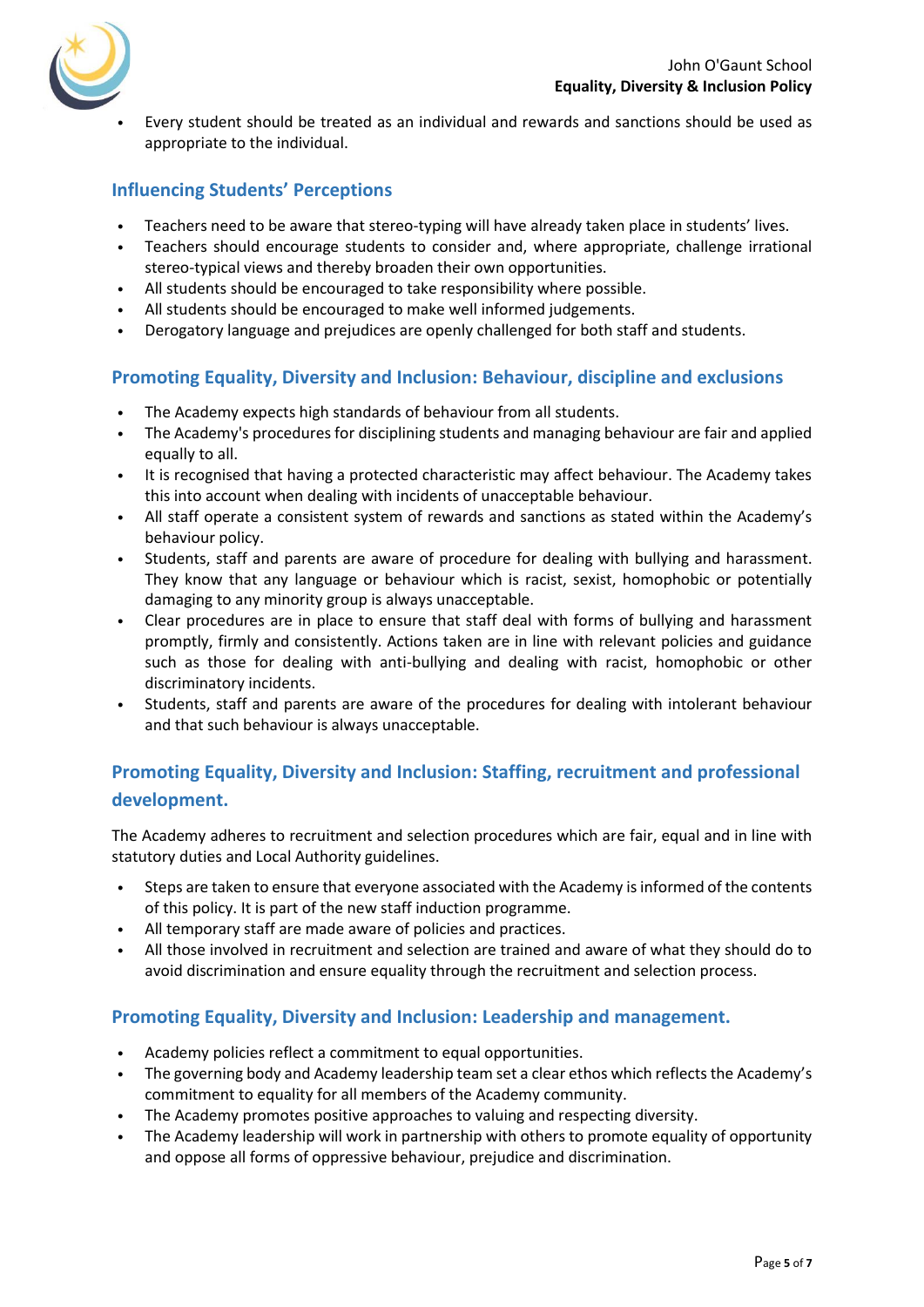- Every student should be treated as an individual and rewards and sanctions should be used as appropriate to the individual.

## Influencing Students' Perceptions

- Teachers need to be aware that stereo-typing will have already taken place in students' lives.
- Teachers should encourage students to consider and, where appropriate, challenge irrational stereo-typical views and thereby broaden their own opportunities.
- All students should be encouraged to take responsibility where possible.
- All students should be encouraged to make well informed judgements.
- Derogatory language and prejudices are openly challenged for both staff and students.

## Promoting Equality, Diversity and Inclusion: Behaviour, discipline and exclusions

- The Academy expects high standards of behaviour from all students.
- The Academy's procedures for disciplining students and managing behaviour are fair and applied equally to all.
- It is recognised that having a protected characteristic may affect behaviour. The Academy takes this into account when dealing with incidents of unacceptable behaviour.
- All staff operate a consistent system of rewards and sanctions as stated within the Academy's behaviour policy.
- Students, staff and parents are aware of procedure for dealing with bullying and harassment. They know that any language or behaviour which is racist, sexist, homophobic or potentially damaging to any minority group is always unacceptable.
- Clear procedures are in place to ensure that staff deal with forms of bullying and harassment promptly, firmly and consistently. Actions taken are in line with relevant policies and guidance such as those for dealing with anti-bullying and dealing with racist, homophobic or other discriminatory incidents.
- Students, staff and parents are aware of the procedures for dealing with intolerant behaviour and that such behaviour is always unacceptable.

## Promoting Equality, Diversity and Inclusion: Staffing, recruitment and professional development.

The Academy adheres to recruitment and selection procedures which are fair, equal and in line with statutory duties and Local Authority guidelines.

- Steps are taken to ensure that everyone associated with the Academy is informed of the contents of this policy. It is part of the new staff induction programme.
- All temporary staff are made aware of policies and practices.
- All those involved in recruitment and selection are trained and aware of what they should do to avoid discrimination and ensure equality through the recruitment and selection process.

## Promoting Equality, Diversity and Inclusion: Leadership and management.

- Academy policies reflect a commitment to equal opportunities.
- The governing body and Academy leadership team set a clear ethos which reflects the Academy's commitment to equality for all members of the Academy community.
- The Academy promotes positive approaches to valuing and respecting diversity.
- The Academy leadership will work in partnership with others to promote equality of opportunity and oppose all forms of oppressive behaviour, prejudice and discrimination.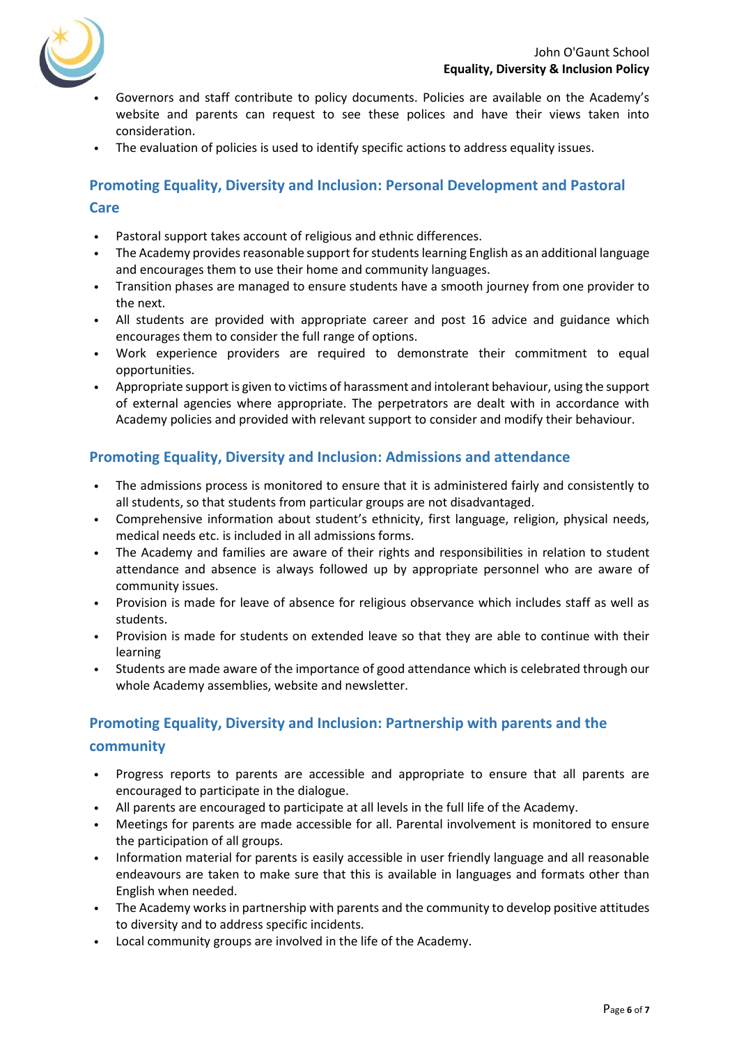- Governors and staff contribute to policy documents. Policies are available on the Academy's website and parents can request to see these polices and have their views taken into consideration.
- The evaluation of policies is used to identify specific actions to address equality issues.

## Promoting Equality, Diversity and Inclusion: Personal Development and Pastoral Care

- Pastoral support takes account of religious and ethnic differences.
- The Academy provides reasonable support for students learning English as an additional language and encourages them to use their home and community languages.
- Transition phases are managed to ensure students have a smooth journey from one provider to the next.
- All students are provided with appropriate career and post 16 advice and guidance which encourages them to consider the full range of options.
- Work experience providers are required to demonstrate their commitment to equal opportunities.
- Appropriate support is given to victims of harassment and intolerant behaviour, using the support of external agencies where appropriate. The perpetrators are dealt with in accordance with Academy policies and provided with relevant support to consider and modify their behaviour.

## Promoting Equality, Diversity and Inclusion: Admissions and attendance

- The admissions process is monitored to ensure that it is administered fairly and consistently to all students, so that students from particular groups are not disadvantaged.
- Comprehensive information about student's ethnicity, first language, religion, physical needs, medical needs etc. is included in all admissions forms.
- The Academy and families are aware of their rights and responsibilities in relation to student attendance and absence is always followed up by appropriate personnel who are aware of community issues.
- Provision is made for leave of absence for religious observance which includes staff as well as students.
- Provision is made for students on extended leave so that they are able to continue with their learning
- Students are made aware of the importance of good attendance which is celebrated through our whole Academy assemblies, website and newsletter.

## Promoting Equality, Diversity and Inclusion: Partnership with parents and the community

- Progress reports to parents are accessible and appropriate to ensure that all parents are encouraged to participate in the dialogue.
- All parents are encouraged to participate at all levels in the full life of the Academy.
- Meetings for parents are made accessible for all. Parental involvement is monitored to ensure the participation of all groups.
- Information material for parents is easily accessible in user friendly language and all reasonable endeavours are taken to make sure that this is available in languages and formats other than English when needed.
- The Academy works in partnership with parents and the community to develop positive attitudes to diversity and to address specific incidents.
- Local community groups are involved in the life of the Academy.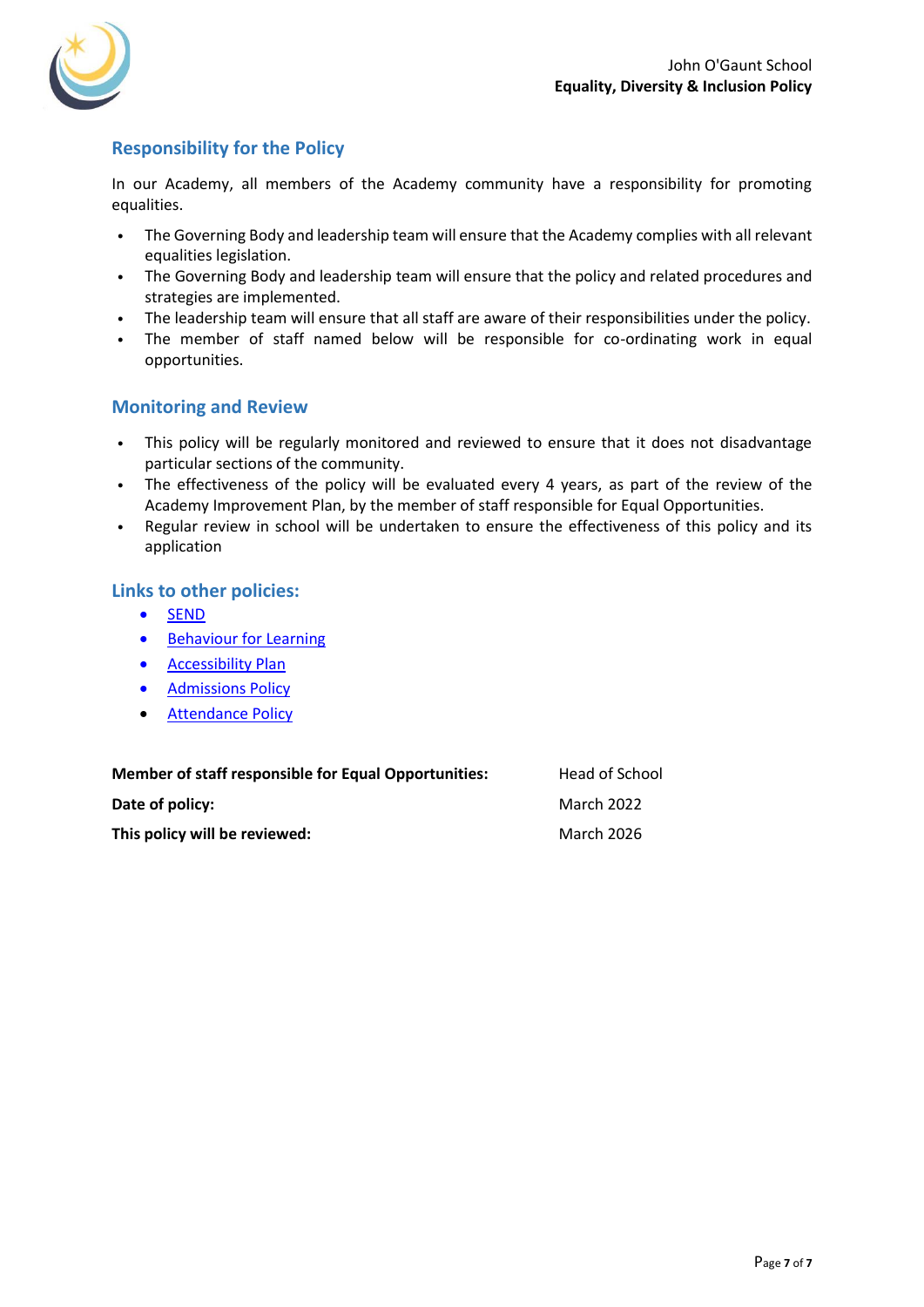## Responsibility for the Policy

In our Academy, all members of the Academy community have a responsibility for promoting equalities.

- The Governing Body and leadership team will ensure that the Academy complies with all relevant equalities legislation.
- The Governing Body and leadership team will ensure that the policy and related procedures and strategies are implemented.
- The leadership team will ensure that all staff are aware of their responsibilities under the policy.
- The member of staff named below will be responsible for co-ordinating work in equal opportunities.

## Monitoring and Review

- This policy will be regularly monitored and reviewed to ensure that it does not disadvantage particular sections of the community.
- The effectiveness of the policy will be evaluated every 4 years, as part of the review of the Academy Improvement Plan, by the member of staff responsible for Equal Opportunities.
- Regular review in school will be undertaken to ensure the effectiveness of this policy and its application

## Links to other policies:

- SEND
- Behaviour for Learning
- Accessibility Plan
- Admissions Policy
- Attendance Policy

| | |
|---|---|
| **Member of staff responsible for Equal Opportunities:** | Head of School |
| **Date of policy:** | March 2022 |
| **This policy will be reviewed:** | March 2026 |